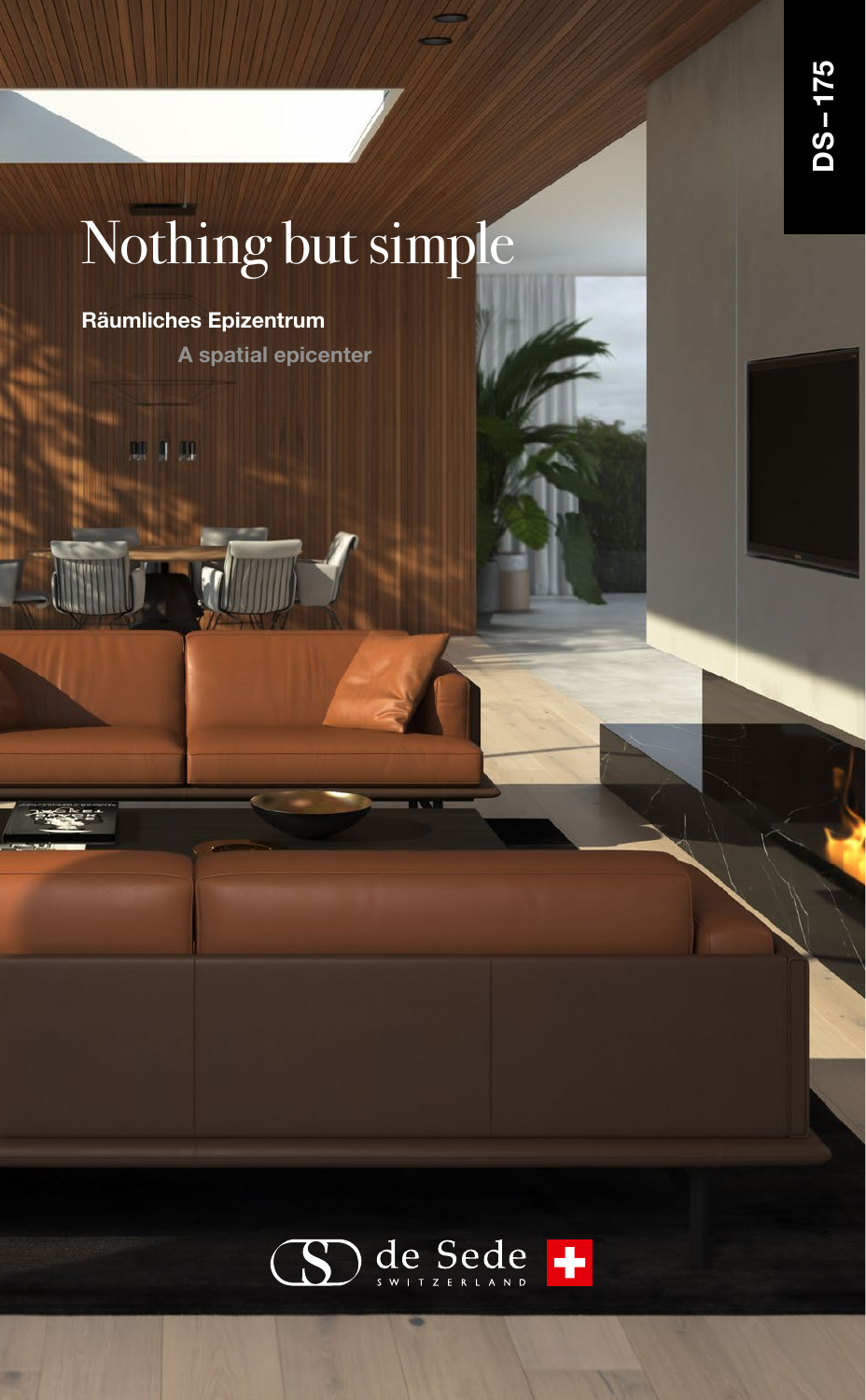DS–175

# Nothing but simple

**Räumliches Epizentrum**

**A spatial epicenter**

de Sede SWITZERLAND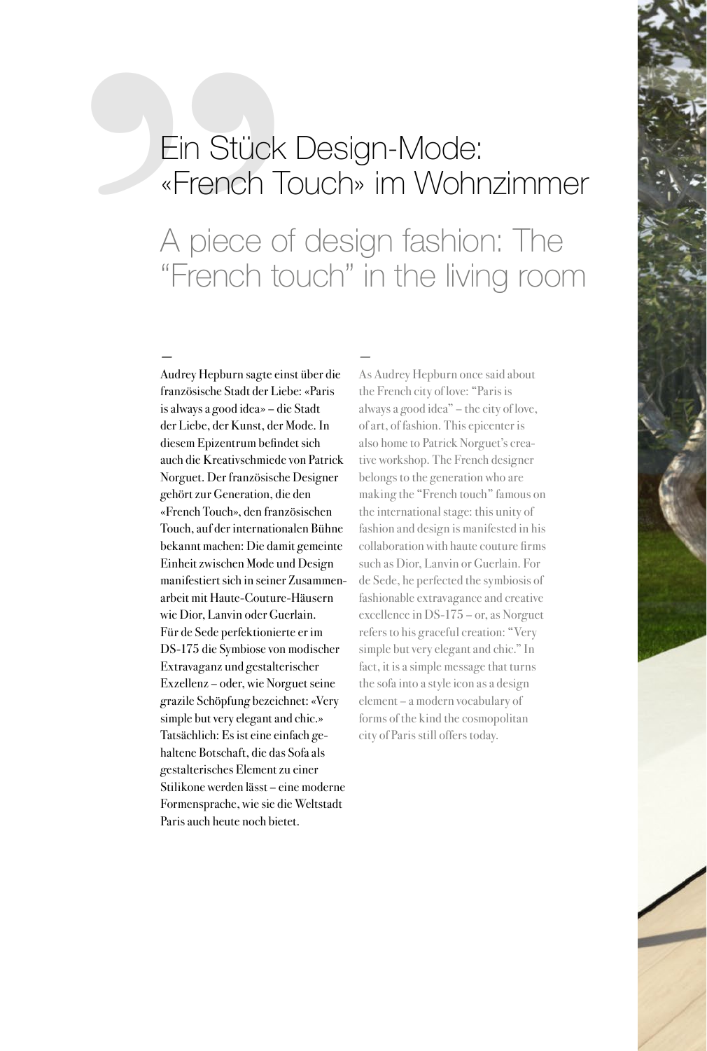# Ein Stück Design-Mode: «French Touch» im Wohnzimmer

## A piece of design fashion: The "French touch" in the living room

–

Audrey Hepburn sagte einst über die französische Stadt der Liebe: «Paris is always a good idea» – die Stadt der Liebe, der Kunst, der Mode. In diesem Epizentrum befindet sich auch die Kreativschmiede von Patrick Norguet. Der französische Designer gehört zur Generation, die den «French Touch», den französischen Touch, auf der internationalen Bühne bekannt machen: Die damit gemeinte Einheit zwischen Mode und Design manifestiert sich in seiner Zusammenarbeit mit Haute-Couture-Häusern wie Dior, Lanvin oder Guerlain. Für de Sede perfektionierte er im DS-175 die Symbiose von modischer Extravaganz und gestalterischer Exzellenz – oder, wie Norguet seine grazile Schöpfung bezeichnet: «Very simple but very elegant and chic.» Tatsächlich: Es ist eine einfach gehaltene Botschaft, die das Sofa als gestalterisches Element zu einer Stilikone werden lässt – eine moderne Formensprache, wie sie die Weltstadt Paris auch heute noch bietet.

–

As Audrey Hepburn once said about the French city of love: "Paris is always a good idea" – the city of love, of art, of fashion. This epicenter is also home to Patrick Norguet's creative workshop. The French designer belongs to the generation who are making the "French touch" famous on the international stage: this unity of fashion and design is manifested in his collaboration with haute couture firms such as Dior, Lanvin or Guerlain. For de Sede, he perfected the symbiosis of fashionable extravagance and creative excellence in DS-175 – or, as Norguet refers to his graceful creation: "Very simple but very elegant and chic." In fact, it is a simple message that turns the sofa into a style icon as a design element – a modern vocabulary of forms of the kind the cosmopolitan city of Paris still offers today.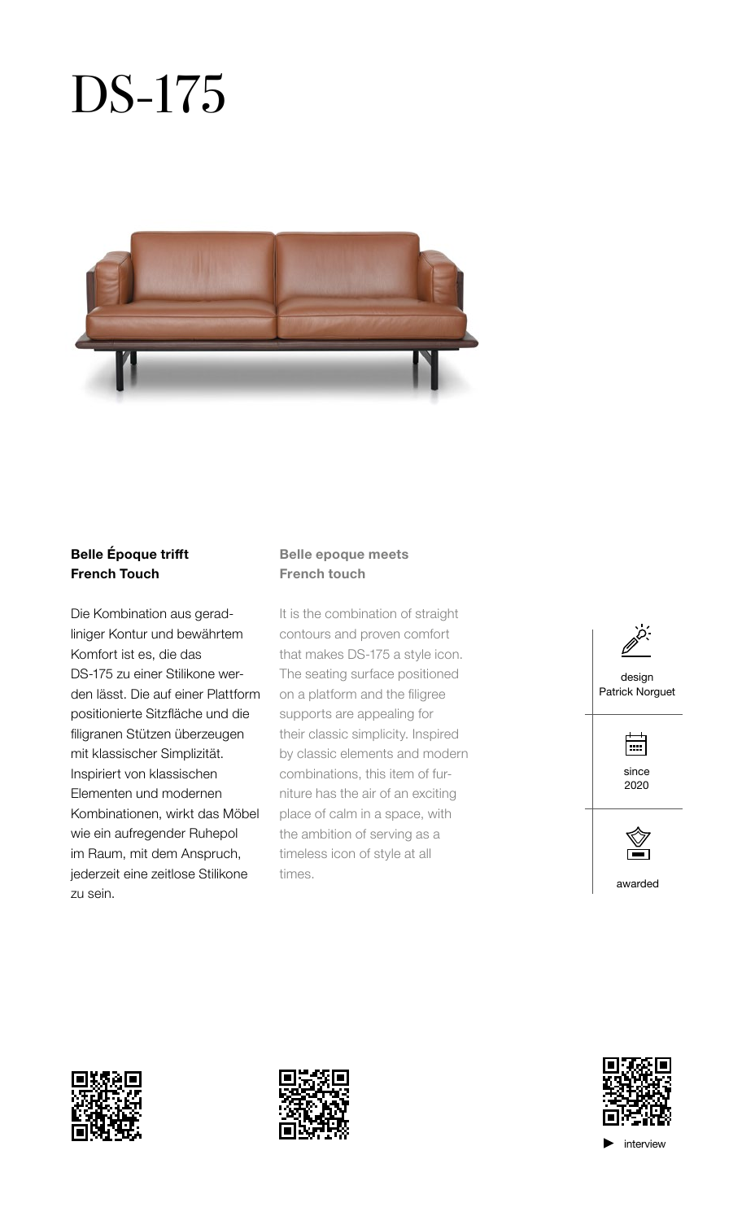# DS-175

**Belle Époque trifft French Touch**

Die Kombination aus geradliniger Kontur und bewährtem Komfort ist es, die das DS-175 zu einer Stilikone werden lässt. Die auf einer Plattform positionierte Sitzfläche und die filigranen Stützen überzeugen mit klassischer Simplizität. Inspiriert von klassischen Elementen und modernen Kombinationen, wirkt das Möbel wie ein aufregender Ruhepol im Raum, mit dem Anspruch, jederzeit eine zeitlose Stilikone zu sein.

**Belle epoque meets French touch**

It is the combination of straight contours and proven comfort that makes DS-175 a style icon. The seating surface positioned on a platform and the filigree supports are appealing for their classic simplicity. Inspired by classic elements and modern combinations, this item of furniture has the air of an exciting place of calm in a space, with the ambition of serving as a timeless icon of style at all times.

design
Patrick Norguet

since
2020

awarded

▶ interview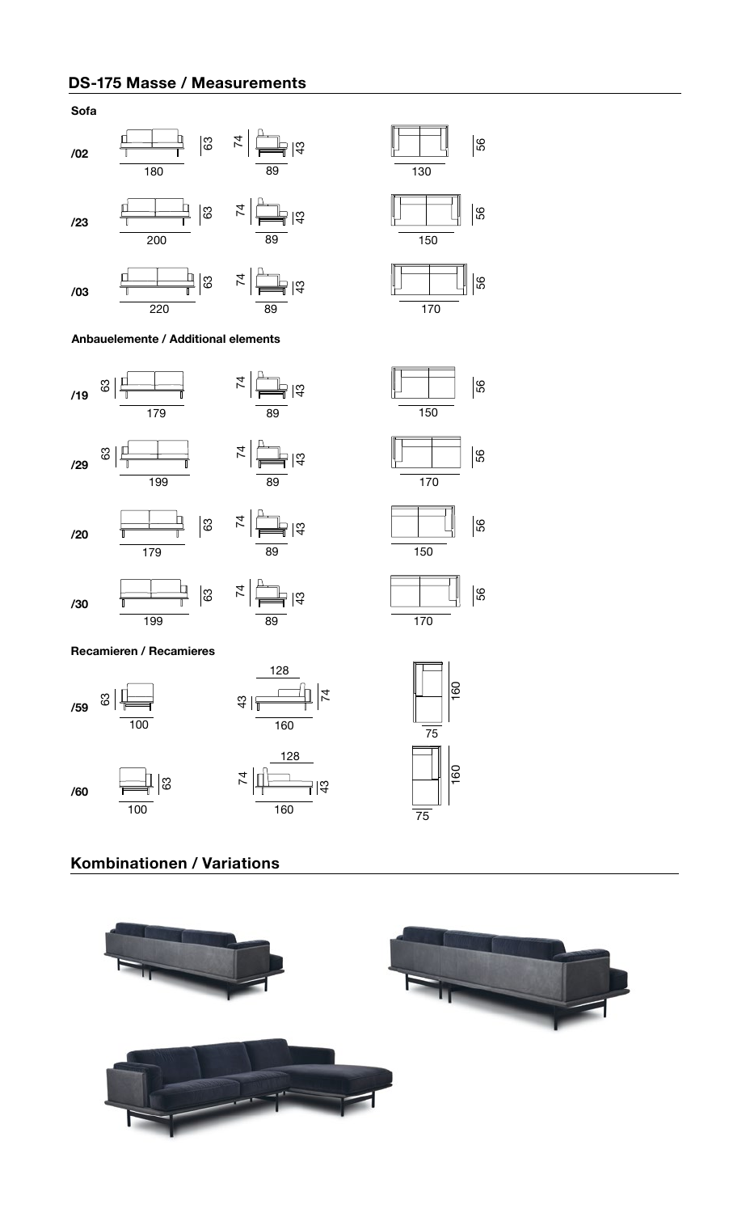## DS-175 Masse / Measurements

### Sofa

| Model | Width | Height (back) | Depth | Overall height | Seat height | Seat width | Seat depth |
|---|---|---|---|---|---|---|---|
| /02 | 180 | 63 | 89 | 74 | 43 | 130 | 56 |
| /23 | 200 | 63 | 89 | 74 | 43 | 150 | 56 |
| /03 | 220 | 63 | 89 | 74 | 43 | 170 | 56 |

### Anbauelemente / Additional elements

| Model | Width | Height (back) | Depth | Overall height | Seat height | Seat width | Seat depth |
|---|---|---|---|---|---|---|---|
| /19 | 179 | 63 | 89 | 74 | 43 | 150 | 56 |
| /29 | 199 | 63 | 89 | 74 | 43 | 170 | 56 |
| /20 | 179 | 63 | 89 | 74 | 43 | 150 | 56 |
| /30 | 199 | 63 | 89 | 74 | 43 | 170 | 56 |

### Recamieren / Recamieres

| Model | Width | Height (back) | Length | Seat length | Overall height | Seat height | Seat width | Seat depth |
|---|---|---|---|---|---|---|---|---|
| /59 | 100 | 63 | 160 | 128 | 74 | 43 | 75 | 160 |
| /60 | 100 | 63 | 160 | 128 | 74 | 43 | 75 | 160 |

## Kombinationen / Variations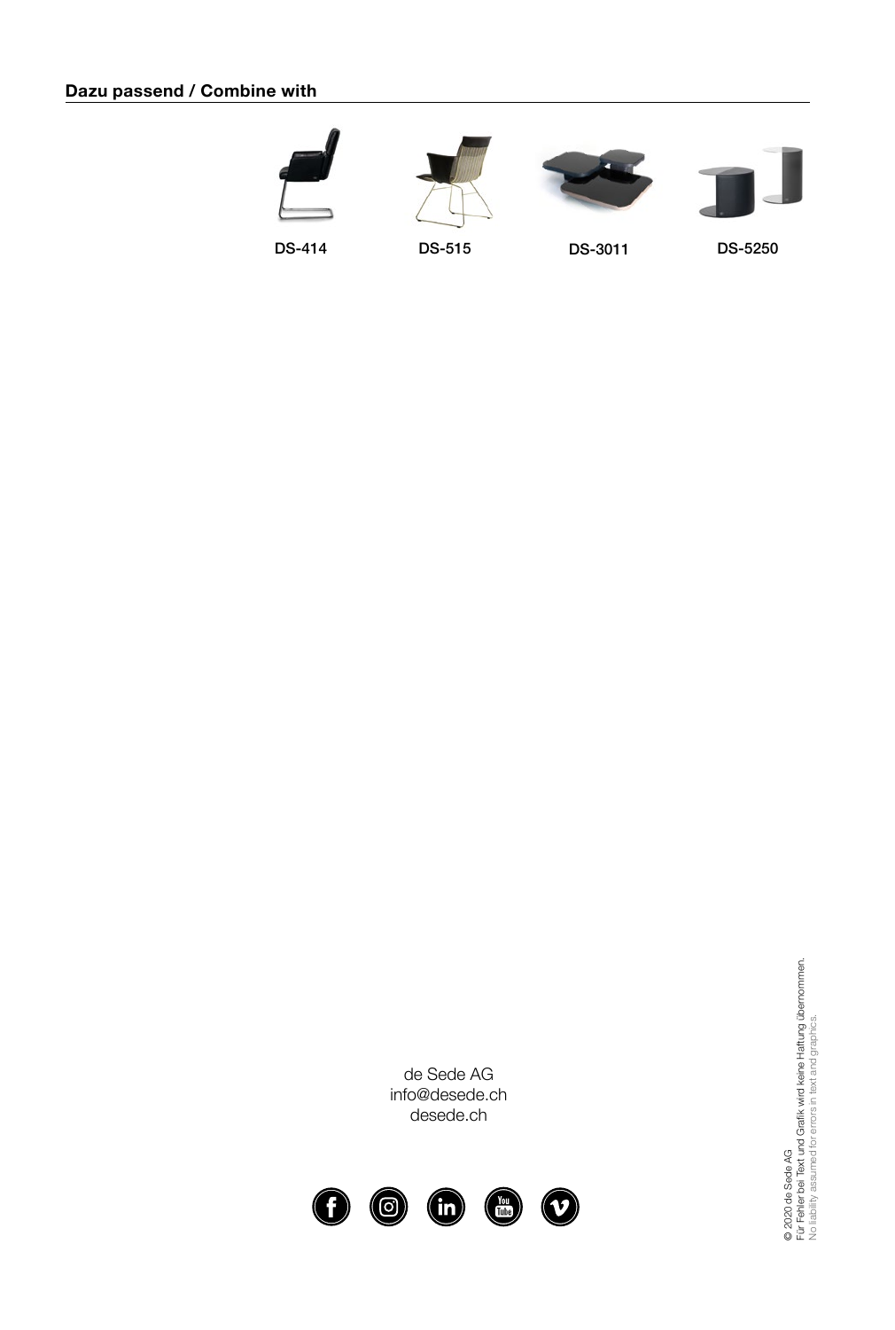## Dazu passend / Combine with

DS-414

DS-515

DS-3011

DS-5250

de Sede AG
info@desede.ch
desede.ch

© 2020 de Sede AG
Für Fehler bei Text und Grafik wird keine Haftung übernommen.
No liability assumed for errors in text and graphics.